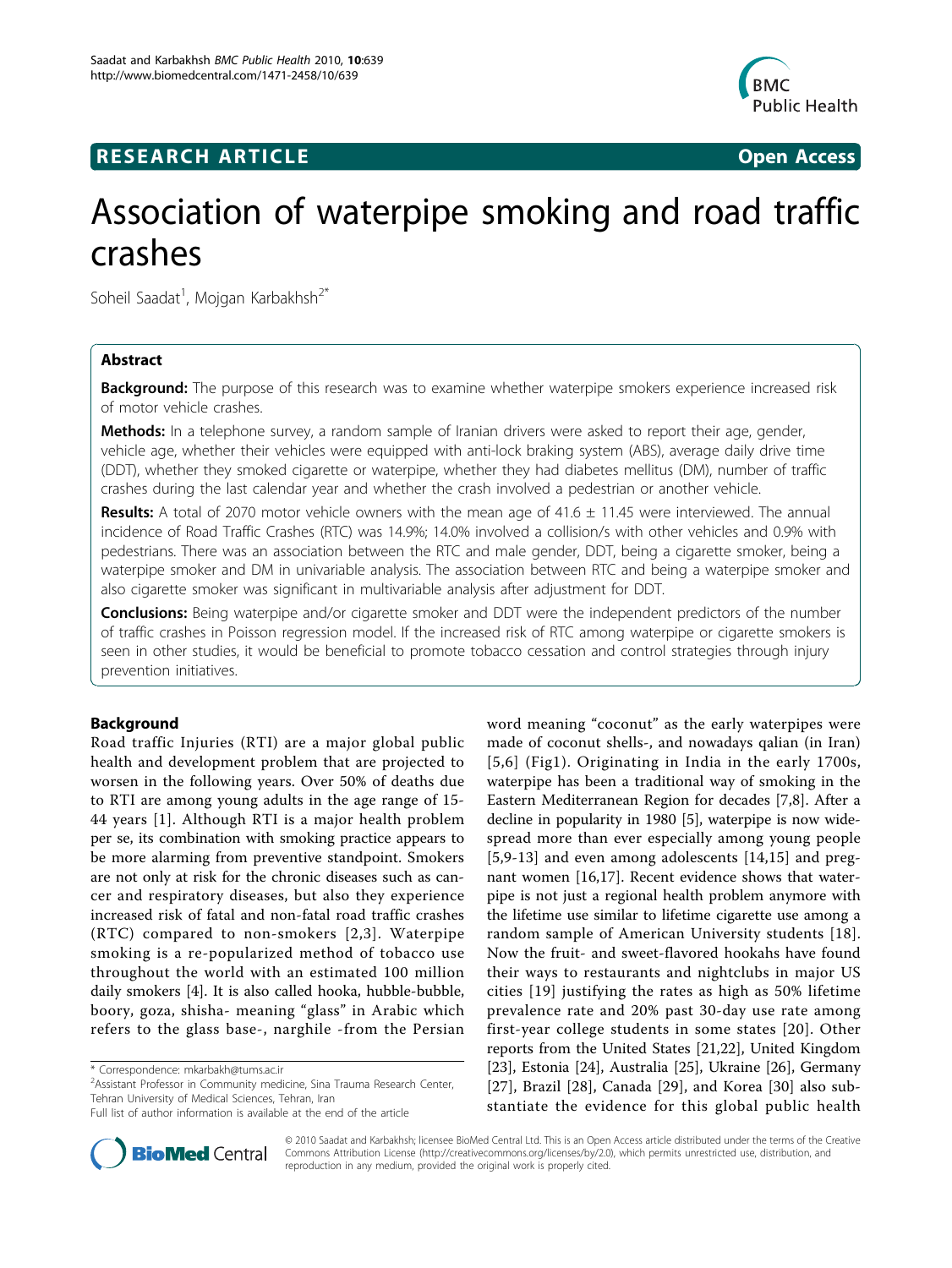**RESEARCH ARTICLE** **Open Access**

# Association of waterpipe smoking and road traffic crashes

Soheil Saadat[1], Mojgan Karbakhsh[2*]

## Abstract

**Background:** The purpose of this research was to examine whether waterpipe smokers experience increased risk of motor vehicle crashes.

**Methods:** In a telephone survey, a random sample of Iranian drivers were asked to report their age, gender, vehicle age, whether their vehicles were equipped with anti-lock braking system (ABS), average daily drive time (DDT), whether they smoked cigarette or waterpipe, whether they had diabetes mellitus (DM), number of traffic crashes during the last calendar year and whether the crash involved a pedestrian or another vehicle.

**Results:** A total of 2070 motor vehicle owners with the mean age of 41.6 ± 11.45 were interviewed. The annual incidence of Road Traffic Crashes (RTC) was 14.9%; 14.0% involved a collision/s with other vehicles and 0.9% with pedestrians. There was an association between the RTC and male gender, DDT, being a cigarette smoker, being a waterpipe smoker and DM in univariable analysis. The association between RTC and being a waterpipe smoker and also cigarette smoker was significant in multivariable analysis after adjustment for DDT.

**Conclusions:** Being waterpipe and/or cigarette smoker and DDT were the independent predictors of the number of traffic crashes in Poisson regression model. If the increased risk of RTC among waterpipe or cigarette smokers is seen in other studies, it would be beneficial to promote tobacco cessation and control strategies through injury prevention initiatives.

## Background

Road traffic Injuries (RTI) are a major global public health and development problem that are projected to worsen in the following years. Over 50% of deaths due to RTI are among young adults in the age range of 15-44 years [1]. Although RTI is a major health problem per se, its combination with smoking practice appears to be more alarming from preventive standpoint. Smokers are not only at risk for the chronic diseases such as cancer and respiratory diseases, but also they experience increased risk of fatal and non-fatal road traffic crashes (RTC) compared to non-smokers [2,3]. Waterpipe smoking is a re-popularized method of tobacco use throughout the world with an estimated 100 million daily smokers [4]. It is also called hooka, hubble-bubble, boory, goza, shisha- meaning "glass" in Arabic which refers to the glass base-, narghile -from the Persian word meaning "coconut" as the early waterpipes were made of coconut shells-, and nowadays qalian (in Iran) [5,6] (Fig1). Originating in India in the early 1700s, waterpipe has been a traditional way of smoking in the Eastern Mediterranean Region for decades [7,8]. After a decline in popularity in 1980 [5], waterpipe is now widespread more than ever especially among young people [5,9-13] and even among adolescents [14,15] and pregnant women [16,17]. Recent evidence shows that waterpipe is not just a regional health problem anymore with the lifetime use similar to lifetime cigarette use among a random sample of American University students [18]. Now the fruit- and sweet-flavored hookahs have found their ways to restaurants and nightclubs in major US cities [19] justifying the rates as high as 50% lifetime prevalence rate and 20% past 30-day use rate among first-year college students in some states [20]. Other reports from the United States [21,22], United Kingdom [23], Estonia [24], Australia [25], Ukraine [26], Germany [27], Brazil [28], Canada [29], and Korea [30] also substantiate the evidence for this global public health

\* Correspondence: mkarbakh@tums.ac.ir

[2]Assistant Professor in Community medicine, Sina Trauma Research Center, Tehran University of Medical Sciences, Tehran, Iran

Full list of author information is available at the end of the article

© 2010 Saadat and Karbakhsh; licensee BioMed Central Ltd. This is an Open Access article distributed under the terms of the Creative Commons Attribution License (http://creativecommons.org/licenses/by/2.0), which permits unrestricted use, distribution, and reproduction in any medium, provided the original work is properly cited.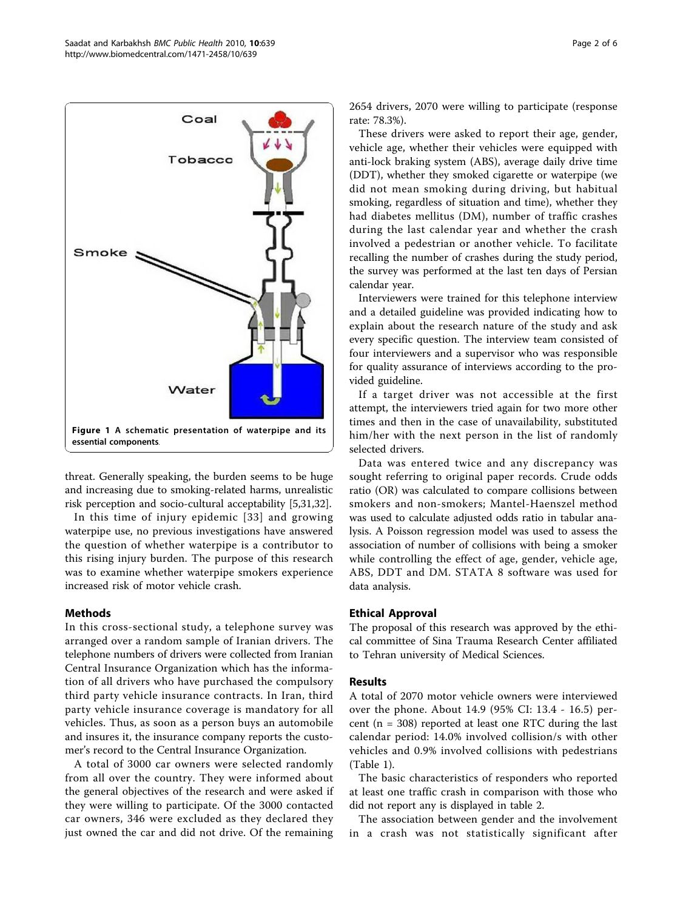Coal

Tobacco

Smoke

Water

**Figure 1** A schematic presentation of waterpipe and its essential components.

threat. Generally speaking, the burden seems to be huge and increasing due to smoking-related harms, unrealistic risk perception and socio-cultural acceptability [5,31,32].

In this time of injury epidemic [33] and growing waterpipe use, no previous investigations have answered the question of whether waterpipe is a contributor to this rising injury burden. The purpose of this research was to examine whether waterpipe smokers experience increased risk of motor vehicle crash.

## Methods

In this cross-sectional study, a telephone survey was arranged over a random sample of Iranian drivers. The telephone numbers of drivers were collected from Iranian Central Insurance Organization which has the information of all drivers who have purchased the compulsory third party vehicle insurance contracts. In Iran, third party vehicle insurance coverage is mandatory for all vehicles. Thus, as soon as a person buys an automobile and insures it, the insurance company reports the customer's record to the Central Insurance Organization.

A total of 3000 car owners were selected randomly from all over the country. They were informed about the general objectives of the research and were asked if they were willing to participate. Of the 3000 contacted car owners, 346 were excluded as they declared they just owned the car and did not drive. Of the remaining 2654 drivers, 2070 were willing to participate (response rate: 78.3%).

These drivers were asked to report their age, gender, vehicle age, whether their vehicles were equipped with anti-lock braking system (ABS), average daily drive time (DDT), whether they smoked cigarette or waterpipe (we did not mean smoking during driving, but habitual smoking, regardless of situation and time), whether they had diabetes mellitus (DM), number of traffic crashes during the last calendar year and whether the crash involved a pedestrian or another vehicle. To facilitate recalling the number of crashes during the study period, the survey was performed at the last ten days of Persian calendar year.

Interviewers were trained for this telephone interview and a detailed guideline was provided indicating how to explain about the research nature of the study and ask every specific question. The interview team consisted of four interviewers and a supervisor who was responsible for quality assurance of interviews according to the provided guideline.

If a target driver was not accessible at the first attempt, the interviewers tried again for two more other times and then in the case of unavailability, substituted him/her with the next person in the list of randomly selected drivers.

Data was entered twice and any discrepancy was sought referring to original paper records. Crude odds ratio (OR) was calculated to compare collisions between smokers and non-smokers; Mantel-Haenszel method was used to calculate adjusted odds ratio in tabular analysis. A Poisson regression model was used to assess the association of number of collisions with being a smoker while controlling the effect of age, gender, vehicle age, ABS, DDT and DM. STATA 8 software was used for data analysis.

## Ethical Approval

The proposal of this research was approved by the ethical committee of Sina Trauma Research Center affiliated to Tehran university of Medical Sciences.

## Results

A total of 2070 motor vehicle owners were interviewed over the phone. About 14.9 (95% CI: 13.4 - 16.5) percent (n = 308) reported at least one RTC during the last calendar period: 14.0% involved collision/s with other vehicles and 0.9% involved collisions with pedestrians (Table 1).

The basic characteristics of responders who reported at least one traffic crash in comparison with those who did not report any is displayed in table 2.

The association between gender and the involvement in a crash was not statistically significant after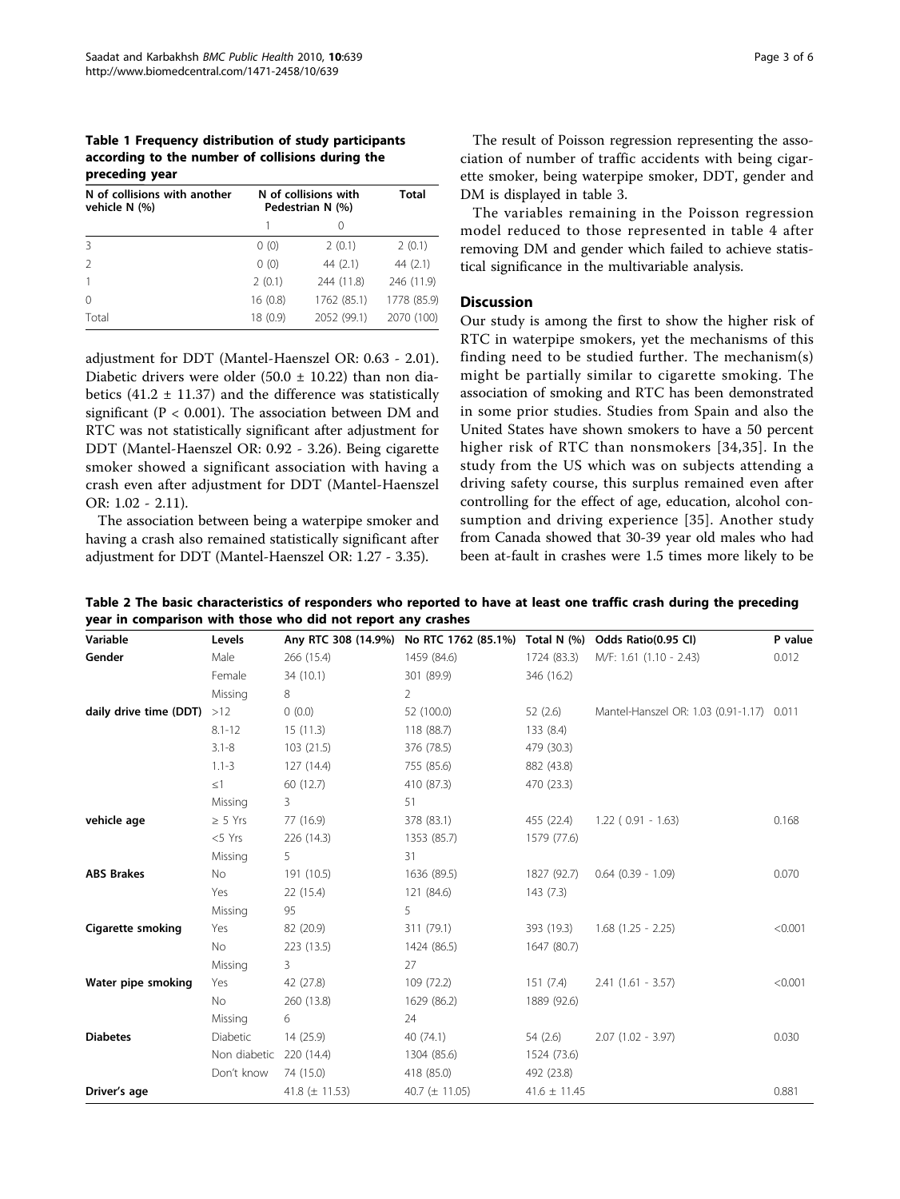**Table 1 Frequency distribution of study participants according to the number of collisions during the preceding year**

| N of collisions with another vehicle N (%) | N of collisions with Pedestrian N (%) | | Total |
|---|---|---|---|
| | 1 | 0 | |
| 3 | 0 (0) | 2 (0.1) | 2 (0.1) |
| 2 | 0 (0) | 44 (2.1) | 44 (2.1) |
| 1 | 2 (0.1) | 244 (11.8) | 246 (11.9) |
| 0 | 16 (0.8) | 1762 (85.1) | 1778 (85.9) |
| Total | 18 (0.9) | 2052 (99.1) | 2070 (100) |

adjustment for DDT (Mantel-Haenszel OR: 0.63 - 2.01). Diabetic drivers were older (50.0 ± 10.22) than non diabetics (41.2 ± 11.37) and the difference was statistically significant ($P < 0.001$). The association between DM and RTC was not statistically significant after adjustment for DDT (Mantel-Haenszel OR: 0.92 - 3.26). Being cigarette smoker showed a significant association with having a crash even after adjustment for DDT (Mantel-Haenszel OR: 1.02 - 2.11).

The association between being a waterpipe smoker and having a crash also remained statistically significant after adjustment for DDT (Mantel-Haenszel OR: 1.27 - 3.35).

The result of Poisson regression representing the association of number of traffic accidents with being cigarette smoker, being waterpipe smoker, DDT, gender and DM is displayed in table 3.

The variables remaining in the Poisson regression model reduced to those represented in table 4 after removing DM and gender which failed to achieve statistical significance in the multivariable analysis.

## Discussion

Our study is among the first to show the higher risk of RTC in waterpipe smokers, yet the mechanisms of this finding need to be studied further. The mechanism(s) might be partially similar to cigarette smoking. The association of smoking and RTC has been demonstrated in some prior studies. Studies from Spain and also the United States have shown smokers to have a 50 percent higher risk of RTC than nonsmokers [34,35]. In the study from the US which was on subjects attending a driving safety course, this surplus remained even after controlling for the effect of age, education, alcohol consumption and driving experience [35]. Another study from Canada showed that 30-39 year old males who had been at-fault in crashes were 1.5 times more likely to be

**Table 2 The basic characteristics of responders who reported to have at least one traffic crash during the preceding year in comparison with those who did not report any crashes**

| Variable | Levels | Any RTC 308 (14.9%) | No RTC 1762 (85.1%) | Total N (%) | Odds Ratio(0.95 CI) | P value |
|---|---|---|---|---|---|---|
| **Gender** | Male | 266 (15.4) | 1459 (84.6) | 1724 (83.3) | M/F: 1.61 (1.10 - 2.43) | 0.012 |
| | Female | 34 (10.1) | 301 (89.9) | 346 (16.2) | | |
| | Missing | 8 | 2 | | | |
| **daily drive time (DDT)** | >12 | 0 (0.0) | 52 (100.0) | 52 (2.6) | Mantel-Hanszel OR: 1.03 (0.91-1.17) | 0.011 |
| | 8.1-12 | 15 (11.3) | 118 (88.7) | 133 (8.4) | | |
| | 3.1-8 | 103 (21.5) | 376 (78.5) | 479 (30.3) | | |
| | 1.1-3 | 127 (14.4) | 755 (85.6) | 882 (43.8) | | |
| | ≤1 | 60 (12.7) | 410 (87.3) | 470 (23.3) | | |
| | Missing | 3 | 51 | | | |
| **vehicle age** | ≥ 5 Yrs | 77 (16.9) | 378 (83.1) | 455 (22.4) | 1.22 ( 0.91 - 1.63) | 0.168 |
| | <5 Yrs | 226 (14.3) | 1353 (85.7) | 1579 (77.6) | | |
| | Missing | 5 | 31 | | | |
| **ABS Brakes** | No | 191 (10.5) | 1636 (89.5) | 1827 (92.7) | 0.64 (0.39 - 1.09) | 0.070 |
| | Yes | 22 (15.4) | 121 (84.6) | 143 (7.3) | | |
| | Missing | 95 | 5 | | | |
| **Cigarette smoking** | Yes | 82 (20.9) | 311 (79.1) | 393 (19.3) | 1.68 (1.25 - 2.25) | <0.001 |
| | No | 223 (13.5) | 1424 (86.5) | 1647 (80.7) | | |
| | Missing | 3 | 27 | | | |
| **Water pipe smoking** | Yes | 42 (27.8) | 109 (72.2) | 151 (7.4) | 2.41 (1.61 - 3.57) | <0.001 |
| | No | 260 (13.8) | 1629 (86.2) | 1889 (92.6) | | |
| | Missing | 6 | 24 | | | |
| **Diabetes** | Diabetic | 14 (25.9) | 40 (74.1) | 54 (2.6) | 2.07 (1.02 - 3.97) | 0.030 |
| | Non diabetic | 220 (14.4) | 1304 (85.6) | 1524 (73.6) | | |
| | Don't know | 74 (15.0) | 418 (85.0) | 492 (23.8) | | |
| **Driver's age** | | 41.8 (± 11.53) | 40.7 (± 11.05) | 41.6 ± 11.45 | | 0.881 |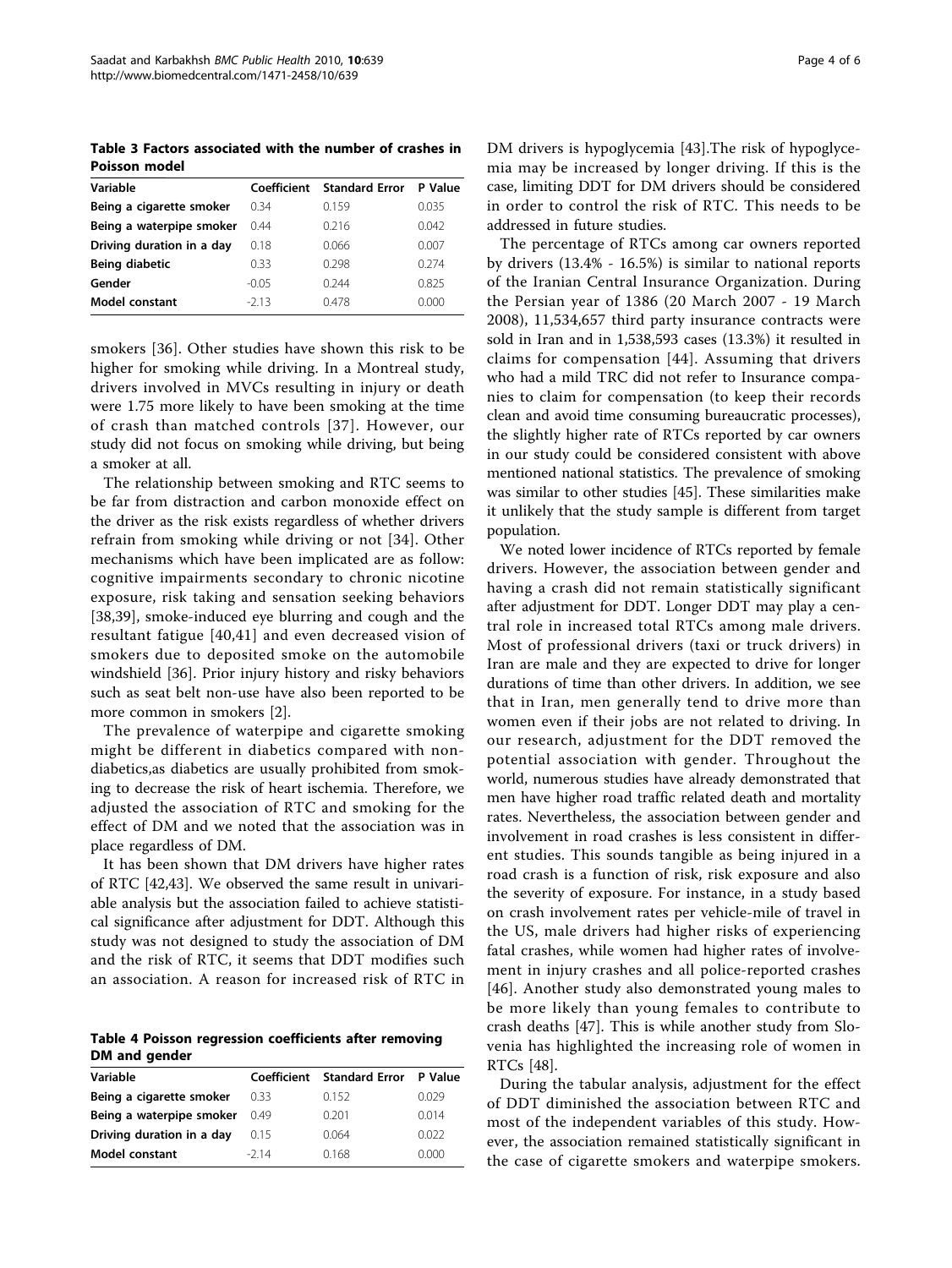**Table 3 Factors associated with the number of crashes in Poisson model**

| Variable | Coefficient | Standard Error | P Value |
|---|---|---|---|
| Being a cigarette smoker | 0.34 | 0.159 | 0.035 |
| Being a waterpipe smoker | 0.44 | 0.216 | 0.042 |
| Driving duration in a day | 0.18 | 0.066 | 0.007 |
| Being diabetic | 0.33 | 0.298 | 0.274 |
| Gender | -0.05 | 0.244 | 0.825 |
| Model constant | -2.13 | 0.478 | 0.000 |

smokers [36]. Other studies have shown this risk to be higher for smoking while driving. In a Montreal study, drivers involved in MVCs resulting in injury or death were 1.75 more likely to have been smoking at the time of crash than matched controls [37]. However, our study did not focus on smoking while driving, but being a smoker at all.

The relationship between smoking and RTC seems to be far from distraction and carbon monoxide effect on the driver as the risk exists regardless of whether drivers refrain from smoking while driving or not [34]. Other mechanisms which have been implicated are as follow: cognitive impairments secondary to chronic nicotine exposure, risk taking and sensation seeking behaviors [38,39], smoke-induced eye blurring and cough and the resultant fatigue [40,41] and even decreased vision of smokers due to deposited smoke on the automobile windshield [36]. Prior injury history and risky behaviors such as seat belt non-use have also been reported to be more common in smokers [2].

The prevalence of waterpipe and cigarette smoking might be different in diabetics compared with non-diabetics,as diabetics are usually prohibited from smoking to decrease the risk of heart ischemia. Therefore, we adjusted the association of RTC and smoking for the effect of DM and we noted that the association was in place regardless of DM.

It has been shown that DM drivers have higher rates of RTC [42,43]. We observed the same result in univariable analysis but the association failed to achieve statistical significance after adjustment for DDT. Although this study was not designed to study the association of DM and the risk of RTC, it seems that DDT modifies such an association. A reason for increased risk of RTC in DM drivers is hypoglycemia [43].The risk of hypoglycemia may be increased by longer driving. If this is the case, limiting DDT for DM drivers should be considered in order to control the risk of RTC. This needs to be addressed in future studies.

**Table 4 Poisson regression coefficients after removing DM and gender**

| Variable | Coefficient | Standard Error | P Value |
|---|---|---|---|
| Being a cigarette smoker | 0.33 | 0.152 | 0.029 |
| Being a waterpipe smoker | 0.49 | 0.201 | 0.014 |
| Driving duration in a day | 0.15 | 0.064 | 0.022 |
| Model constant | -2.14 | 0.168 | 0.000 |

The percentage of RTCs among car owners reported by drivers (13.4% - 16.5%) is similar to national reports of the Iranian Central Insurance Organization. During the Persian year of 1386 (20 March 2007 - 19 March 2008), 11,534,657 third party insurance contracts were sold in Iran and in 1,538,593 cases (13.3%) it resulted in claims for compensation [44]. Assuming that drivers who had a mild TRC did not refer to Insurance companies to claim for compensation (to keep their records clean and avoid time consuming bureaucratic processes), the slightly higher rate of RTCs reported by car owners in our study could be considered consistent with above mentioned national statistics. The prevalence of smoking was similar to other studies [45]. These similarities make it unlikely that the study sample is different from target population.

We noted lower incidence of RTCs reported by female drivers. However, the association between gender and having a crash did not remain statistically significant after adjustment for DDT. Longer DDT may play a central role in increased total RTCs among male drivers. Most of professional drivers (taxi or truck drivers) in Iran are male and they are expected to drive for longer durations of time than other drivers. In addition, we see that in Iran, men generally tend to drive more than women even if their jobs are not related to driving. In our research, adjustment for the DDT removed the potential association with gender. Throughout the world, numerous studies have already demonstrated that men have higher road traffic related death and mortality rates. Nevertheless, the association between gender and involvement in road crashes is less consistent in different studies. This sounds tangible as being injured in a road crash is a function of risk, risk exposure and also the severity of exposure. For instance, in a study based on crash involvement rates per vehicle-mile of travel in the US, male drivers had higher risks of experiencing fatal crashes, while women had higher rates of involvement in injury crashes and all police-reported crashes [46]. Another study also demonstrated young males to be more likely than young females to contribute to crash deaths [47]. This is while another study from Slovenia has highlighted the increasing role of women in RTCs [48].

During the tabular analysis, adjustment for the effect of DDT diminished the association between RTC and most of the independent variables of this study. However, the association remained statistically significant in the case of cigarette smokers and waterpipe smokers.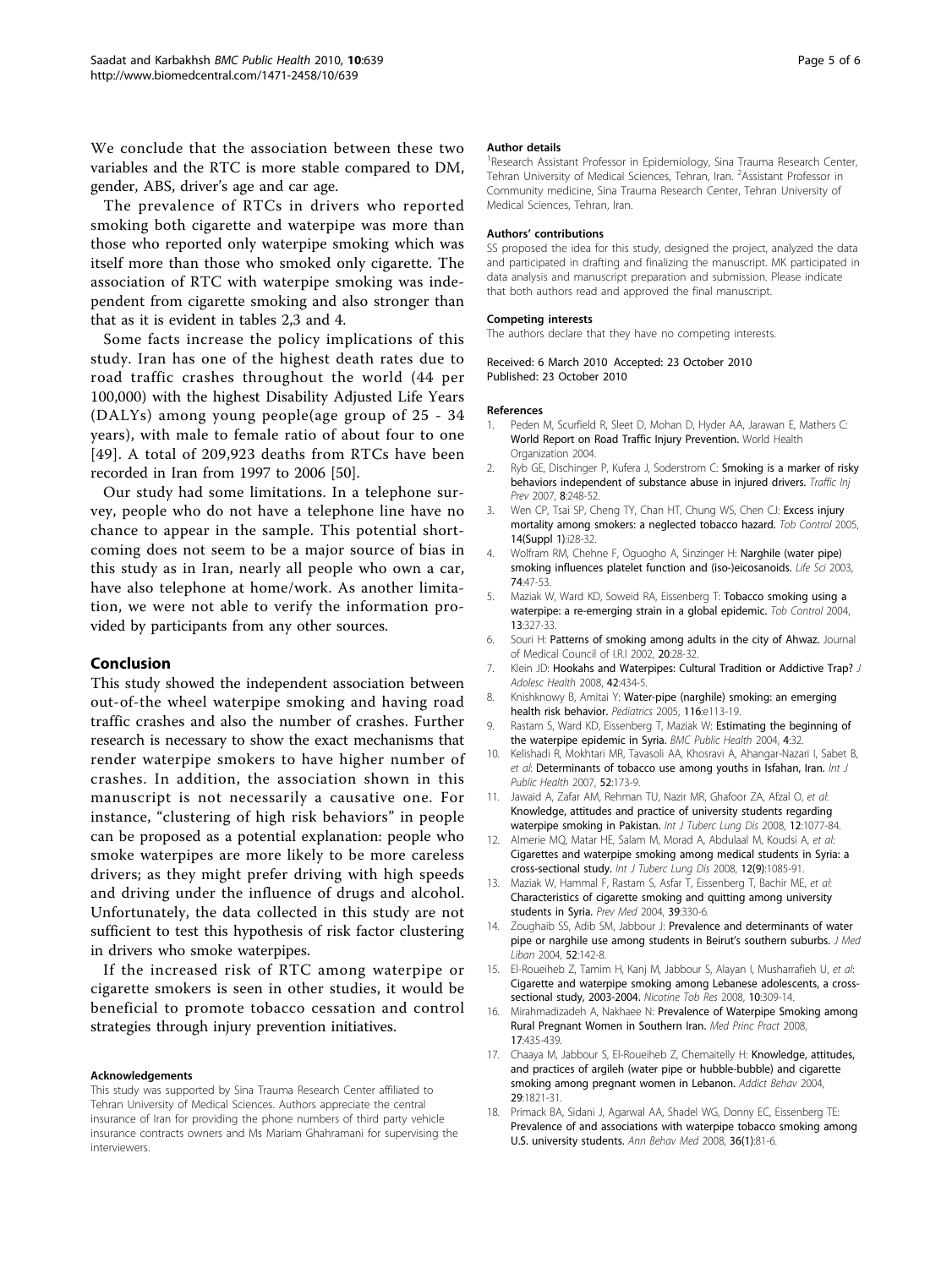We conclude that the association between these two variables and the RTC is more stable compared to DM, gender, ABS, driver's age and car age.

The prevalence of RTCs in drivers who reported smoking both cigarette and waterpipe was more than those who reported only waterpipe smoking which was itself more than those who smoked only cigarette. The association of RTC with waterpipe smoking was independent from cigarette smoking and also stronger than that as it is evident in tables 2,3 and 4.

Some facts increase the policy implications of this study. Iran has one of the highest death rates due to road traffic crashes throughout the world (44 per 100,000) with the highest Disability Adjusted Life Years (DALYs) among young people(age group of 25 - 34 years), with male to female ratio of about four to one [49]. A total of 209,923 deaths from RTCs have been recorded in Iran from 1997 to 2006 [50].

Our study had some limitations. In a telephone survey, people who do not have a telephone line have no chance to appear in the sample. This potential shortcoming does not seem to be a major source of bias in this study as in Iran, nearly all people who own a car, have also telephone at home/work. As another limitation, we were not able to verify the information provided by participants from any other sources.

## Conclusion

This study showed the independent association between out-of-the wheel waterpipe smoking and having road traffic crashes and also the number of crashes. Further research is necessary to show the exact mechanisms that render waterpipe smokers to have higher number of crashes. In addition, the association shown in this manuscript is not necessarily a causative one. For instance, "clustering of high risk behaviors" in people can be proposed as a potential explanation: people who smoke waterpipes are more likely to be more careless drivers; as they might prefer driving with high speeds and driving under the influence of drugs and alcohol. Unfortunately, the data collected in this study are not sufficient to test this hypothesis of risk factor clustering in drivers who smoke waterpipes.

If the increased risk of RTC among waterpipe or cigarette smokers is seen in other studies, it would be beneficial to promote tobacco cessation and control strategies through injury prevention initiatives.

#### Acknowledgements

This study was supported by Sina Trauma Research Center affiliated to Tehran University of Medical Sciences. Authors appreciate the central insurance of Iran for providing the phone numbers of third party vehicle insurance contracts owners and Ms Mariam Ghahramani for supervising the interviewers.

#### Author details

[1]Research Assistant Professor in Epidemiology, Sina Trauma Research Center, Tehran University of Medical Sciences, Tehran, Iran. [2]Assistant Professor in Community medicine, Sina Trauma Research Center, Tehran University of Medical Sciences, Tehran, Iran.

#### Authors' contributions

SS proposed the idea for this study, designed the project, analyzed the data and participated in drafting and finalizing the manuscript. MK participated in data analysis and manuscript preparation and submission. Please indicate that both authors read and approved the final manuscript.

#### Competing interests

The authors declare that they have no competing interests.

Received: 6 March 2010 Accepted: 23 October 2010
Published: 23 October 2010

#### References

1. Peden M, Scurfield R, Sleet D, Mohan D, Hyder AA, Jarawan E, Mathers C: **World Report on Road Traffic Injury Prevention.** World Health Organization 2004.
2. Ryb GE, Dischinger P, Kufera J, Soderstrom C: **Smoking is a marker of risky behaviors independent of substance abuse in injured drivers.** *Traffic Inj Prev* 2007, **8**:248-52.
3. Wen CP, Tsai SP, Cheng TY, Chan HT, Chung WS, Chen CJ: **Excess injury mortality among smokers: a neglected tobacco hazard.** *Tob Control* 2005, **14(Suppl 1)**:i28-32.
4. Wolfram RM, Chehne F, Oguogho A, Sinzinger H: **Narghile (water pipe) smoking influences platelet function and (iso-)eicosanoids.** *Life Sci* 2003, **74**:47-53.
5. Maziak W, Ward KD, Soweid RA, Eissenberg T: **Tobacco smoking using a waterpipe: a re-emerging strain in a global epidemic.** *Tob Control* 2004, **13**:327-33.
6. Souri H: **Patterns of smoking among adults in the city of Ahwaz.** Journal of Medical Council of I.R.I 2002, **20**:28-32.
7. Klein JD: **Hookahs and Waterpipes: Cultural Tradition or Addictive Trap?** *J Adolesc Health* 2008, **42**:434-5.
8. Knishkowy B, Amitai Y: **Water-pipe (narghile) smoking: an emerging health risk behavior.** *Pediatrics* 2005, **116**:e113-19.
9. Rastam S, Ward KD, Eissenberg T, Maziak W: **Estimating the beginning of the waterpipe epidemic in Syria.** *BMC Public Health* 2004, **4**:32.
10. Kelishadi R, Mokhtari MR, Tavasoli AA, Khosravi A, Ahangar-Nazari I, Sabet B, *et al*: **Determinants of tobacco use among youths in Isfahan, Iran.** *Int J Public Health* 2007, **52**:173-9.
11. Jawaid A, Zafar AM, Rehman TU, Nazir MR, Ghafoor ZA, Afzal O, *et al*: **Knowledge, attitudes and practice of university students regarding waterpipe smoking in Pakistan.** *Int J Tuberc Lung Dis* 2008, **12**:1077-84.
12. Almerie MQ, Matar HE, Salam M, Morad A, Abdulaal M, Koudsi A, *et al*: **Cigarettes and waterpipe smoking among medical students in Syria: a cross-sectional study.** *Int J Tuberc Lung Dis* 2008, **12(9)**:1085-91.
13. Maziak W, Hammal F, Rastam S, Asfar T, Eissenberg T, Bachir ME, *et al*: **Characteristics of cigarette smoking and quitting among university students in Syria.** *Prev Med* 2004, **39**:330-6.
14. Zoughaib SS, Adib SM, Jabbour J: **Prevalence and determinants of water pipe or narghile use among students in Beirut's southern suburbs.** *J Med Liban* 2004, **52**:142-8.
15. El-Roueiheb Z, Tamim H, Kanj M, Jabbour S, Alayan I, Musharrafieh U, *et al*: **Cigarette and waterpipe smoking among Lebanese adolescents, a cross-sectional study, 2003-2004.** *Nicotine Tob Res* 2008, **10**:309-14.
16. Mirahmadizadeh A, Nakhaee N: **Prevalence of Waterpipe Smoking among Rural Pregnant Women in Southern Iran.** *Med Princ Pract* 2008, **17**:435-439.
17. Chaaya M, Jabbour S, El-Roueiheb Z, Chemaitelly H: **Knowledge, attitudes, and practices of argileh (water pipe or hubble-bubble) and cigarette smoking among pregnant women in Lebanon.** *Addict Behav* 2004, **29**:1821-31.
18. Primack BA, Sidani J, Agarwal AA, Shadel WG, Donny EC, Eissenberg TE: **Prevalence of and associations with waterpipe tobacco smoking among U.S. university students.** *Ann Behav Med* 2008, **36(1)**:81-6.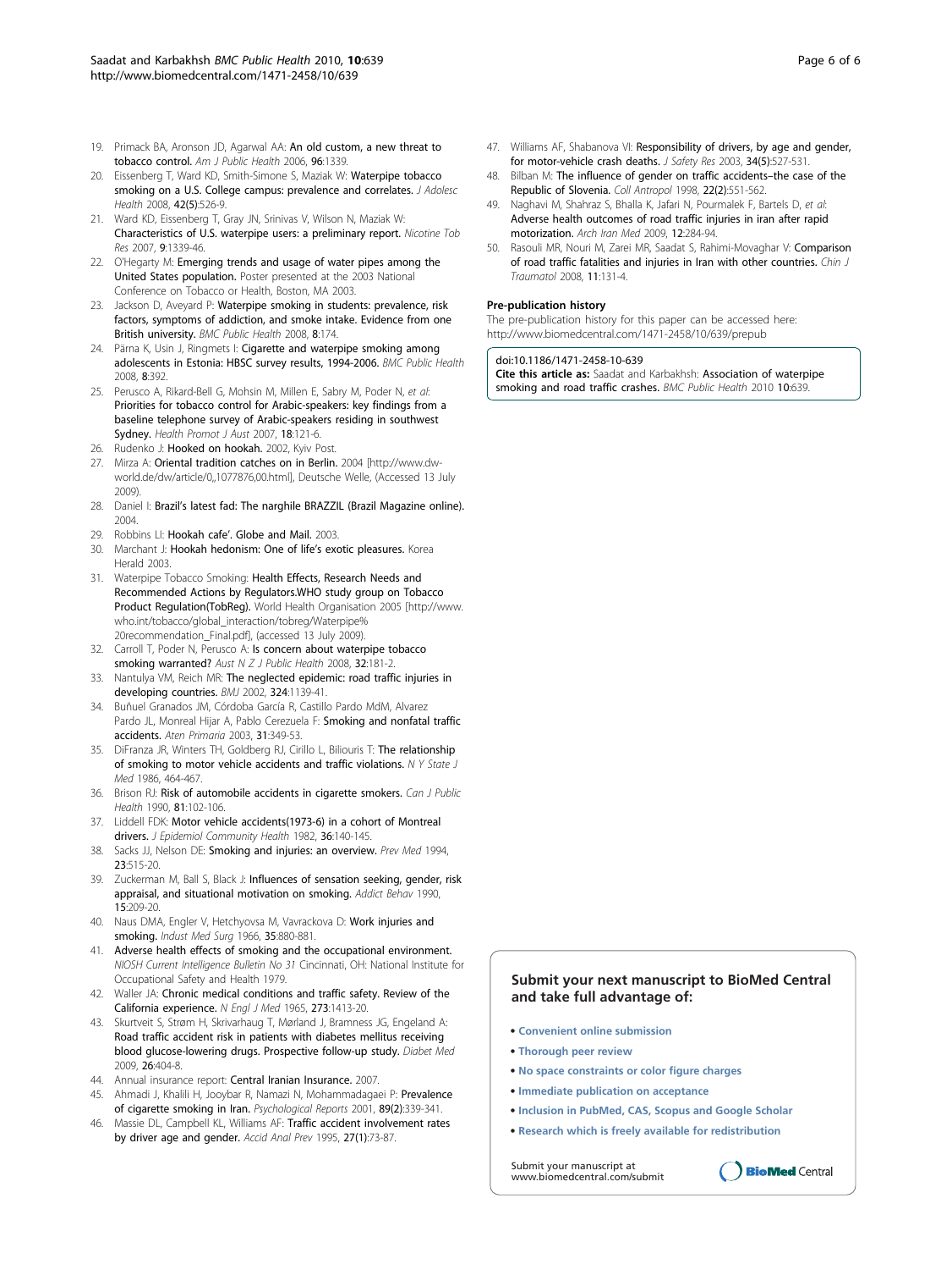19. Primack BA, Aronson JD, Agarwal AA: **An old custom, a new threat to tobacco control.** *Am J Public Health* 2006, **96**:1339.
20. Eissenberg T, Ward KD, Smith-Simone S, Maziak W: **Waterpipe tobacco smoking on a U.S. College campus: prevalence and correlates.** *J Adolesc Health* 2008, **42(5)**:526-9.
21. Ward KD, Eissenberg T, Gray JN, Srinivas V, Wilson N, Maziak W: **Characteristics of U.S. waterpipe users: a preliminary report.** *Nicotine Tob Res* 2007, **9**:1339-46.
22. O'Hegarty M: **Emerging trends and usage of water pipes among the United States population.** Poster presented at the 2003 National Conference on Tobacco or Health, Boston, MA 2003.
23. Jackson D, Aveyard P: **Waterpipe smoking in students: prevalence, risk factors, symptoms of addiction, and smoke intake. Evidence from one British university.** *BMC Public Health* 2008, **8**:174.
24. Pärna K, Usin J, Ringmets I: **Cigarette and waterpipe smoking among adolescents in Estonia: HBSC survey results, 1994-2006.** *BMC Public Health* 2008, **8**:392.
25. Perusco A, Rikard-Bell G, Mohsin M, Millen E, Sabry M, Poder N, *et al*: **Priorities for tobacco control for Arabic-speakers: key findings from a baseline telephone survey of Arabic-speakers residing in southwest Sydney.** *Health Promot J Aust* 2007, **18**:121-6.
26. Rudenko J: **Hooked on hookah.** 2002, Kyiv Post.
27. Mirza A: **Oriental tradition catches on in Berlin.** 2004 [http://www.dw-world.de/dw/article/0,,1077876,00.html], Deutsche Welle, (Accessed 13 July 2009).
28. Daniel I: **Brazil's latest fad: The narghile BRAZZIL (Brazil Magazine online).** 2004.
29. Robbins LI: **Hookah cafe'. Globe and Mail.** 2003.
30. Marchant J: **Hookah hedonism: One of life's exotic pleasures.** Korea Herald 2003.
31. Waterpipe Tobacco Smoking: **Health Effects, Research Needs and Recommended Actions by Regulators.WHO study group on Tobacco Product Regulation(TobReg).** World Health Organisation 2005 [http://www.who.int/tobacco/global_interaction/tobreg/Waterpipe%20recommendation_Final.pdf], (accessed 13 July 2009).
32. Carroll T, Poder N, Perusco A: **Is concern about waterpipe tobacco smoking warranted?** *Aust N Z J Public Health* 2008, **32**:181-2.
33. Nantulya VM, Reich MR: **The neglected epidemic: road traffic injuries in developing countries.** *BMJ* 2002, **324**:1139-41.
34. Buñuel Granados JM, Córdoba García R, Castillo Pardo MdM, Alvarez Pardo JL, Monreal Hijar A, Pablo Cerezuela F: **Smoking and nonfatal traffic accidents.** *Aten Primaria* 2003, **31**:349-53.
35. DiFranza JR, Winters TH, Goldberg RJ, Cirillo L, Biliouris T: **The relationship of smoking to motor vehicle accidents and traffic violations.** *N Y State J Med* 1986, 464-467.
36. Brison RJ: **Risk of automobile accidents in cigarette smokers.** *Can J Public Health* 1990, **81**:102-106.
37. Liddell FDK: **Motor vehicle accidents(1973-6) in a cohort of Montreal drivers.** *J Epidemiol Community Health* 1982, **36**:140-145.
38. Sacks JJ, Nelson DE: **Smoking and injuries: an overview.** *Prev Med* 1994, **23**:515-20.
39. Zuckerman M, Ball S, Black J: **Influences of sensation seeking, gender, risk appraisal, and situational motivation on smoking.** *Addict Behav* 1990, **15**:209-20.
40. Naus DMA, Engler V, Hetchyovsa M, Vavrackova D: **Work injuries and smoking.** *Indust Med Surg* 1966, **35**:880-881.
41. **Adverse health effects of smoking and the occupational environment.** *NIOSH Current Intelligence Bulletin No 31* Cincinnati, OH: National Institute for Occupational Safety and Health 1979.
42. Waller JA: **Chronic medical conditions and traffic safety. Review of the California experience.** *N Engl J Med* 1965, **273**:1413-20.
43. Skurtveit S, Strøm H, Skrivarhaug T, Mørland J, Bramness JG, Engeland A: **Road traffic accident risk in patients with diabetes mellitus receiving blood glucose-lowering drugs. Prospective follow-up study.** *Diabet Med* 2009, **26**:404-8.
44. Annual insurance report: **Central Iranian Insurance.** 2007.
45. Ahmadi J, Khalili H, Jooybar R, Namazi N, Mohammadagaei P: **Prevalence of cigarette smoking in Iran.** *Psychological Reports* 2001, **89(2)**:339-341.
46. Massie DL, Campbell KL, Williams AF: **Traffic accident involvement rates by driver age and gender.** *Accid Anal Prev* 1995, **27(1)**:73-87.
47. Williams AF, Shabanova VI: **Responsibility of drivers, by age and gender, for motor-vehicle crash deaths.** *J Safety Res* 2003, **34(5)**:527-531.
48. Bilban M: **The influence of gender on traffic accidents–the case of the Republic of Slovenia.** *Coll Antropol* 1998, **22(2)**:551-562.
49. Naghavi M, Shahraz S, Bhalla K, Jafari N, Pourmalek F, Bartels D, *et al*: **Adverse health outcomes of road traffic injuries in iran after rapid motorization.** *Arch Iran Med* 2009, **12**:284-94.
50. Rasouli MR, Nouri M, Zarei MR, Saadat S, Rahimi-Movaghar V: **Comparison of road traffic fatalities and injuries in Iran with other countries.** *Chin J Traumatol* 2008, **11**:131-4.

### Pre-publication history

The pre-publication history for this paper can be accessed here:
http://www.biomedcentral.com/1471-2458/10/639/prepub

doi:10.1186/1471-2458-10-639
**Cite this article as:** Saadat and Karbakhsh: **Association of waterpipe smoking and road traffic crashes.** *BMC Public Health* 2010 **10**:639.

**Submit your next manuscript to BioMed Central and take full advantage of:**

- Convenient online submission
- Thorough peer review
- No space constraints or color figure charges
- Immediate publication on acceptance
- Inclusion in PubMed, CAS, Scopus and Google Scholar
- Research which is freely available for redistribution

Submit your manuscript at
www.biomedcentral.com/submit

BioMed Central